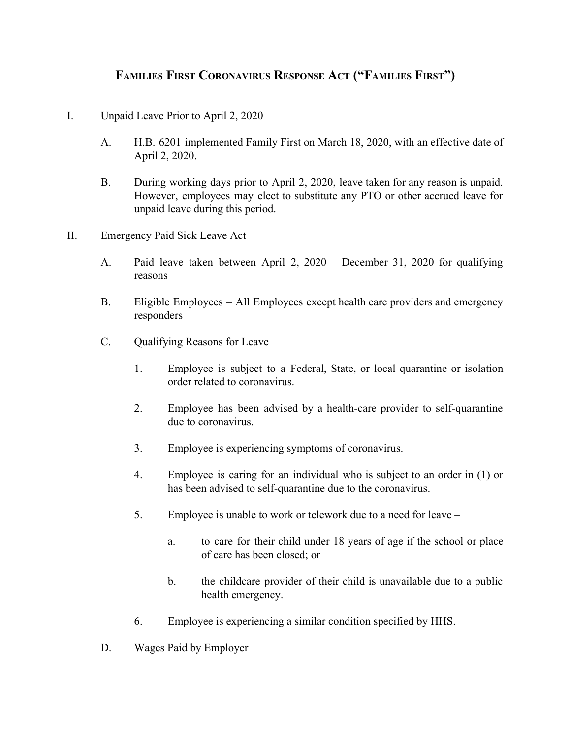# Families First Coronavirus Response Act ("Families First")

I. Unpaid Leave Prior to April 2, 2020

   A. H.B. 6201 implemented Family First on March 18, 2020, with an effective date of April 2, 2020.

   B. During working days prior to April 2, 2020, leave taken for any reason is unpaid. However, employees may elect to substitute any PTO or other accrued leave for unpaid leave during this period.

II. Emergency Paid Sick Leave Act

   A. Paid leave taken between April 2, 2020 – December 31, 2020 for qualifying reasons

   B. Eligible Employees – All Employees except health care providers and emergency responders

   C. Qualifying Reasons for Leave

      1. Employee is subject to a Federal, State, or local quarantine or isolation order related to coronavirus.

      2. Employee has been advised by a health-care provider to self-quarantine due to coronavirus.

      3. Employee is experiencing symptoms of coronavirus.

      4. Employee is caring for an individual who is subject to an order in (1) or has been advised to self-quarantine due to the coronavirus.

      5. Employee is unable to work or telework due to a need for leave –

         a. to care for their child under 18 years of age if the school or place of care has been closed; or

         b. the childcare provider of their child is unavailable due to a public health emergency.

      6. Employee is experiencing a similar condition specified by HHS.

   D. Wages Paid by Employer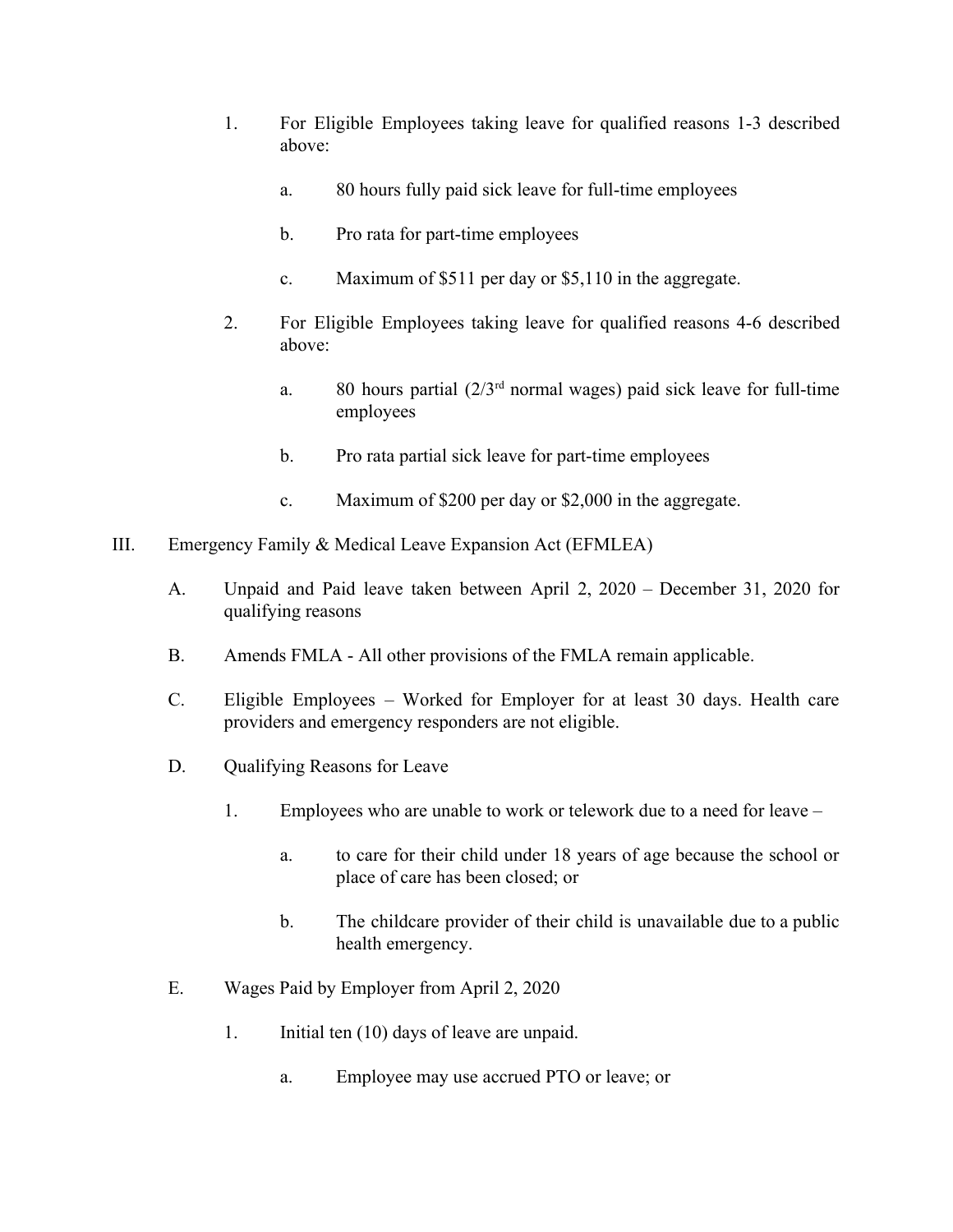1. For Eligible Employees taking leave for qualified reasons 1-3 described above:

    a. 80 hours fully paid sick leave for full-time employees

    b. Pro rata for part-time employees

    c. Maximum of $511 per day or $5,110 in the aggregate.

2. For Eligible Employees taking leave for qualified reasons 4-6 described above:

    a. 80 hours partial (2/3rd normal wages) paid sick leave for full-time employees

    b. Pro rata partial sick leave for part-time employees

    c. Maximum of $200 per day or $2,000 in the aggregate.

III. Emergency Family & Medical Leave Expansion Act (EFMLEA)

A. Unpaid and Paid leave taken between April 2, 2020 – December 31, 2020 for qualifying reasons

B. Amends FMLA - All other provisions of the FMLA remain applicable.

C. Eligible Employees – Worked for Employer for at least 30 days. Health care providers and emergency responders are not eligible.

D. Qualifying Reasons for Leave

1. Employees who are unable to work or telework due to a need for leave –

    a. to care for their child under 18 years of age because the school or place of care has been closed; or

    b. The childcare provider of their child is unavailable due to a public health emergency.

E. Wages Paid by Employer from April 2, 2020

1. Initial ten (10) days of leave are unpaid.

    a. Employee may use accrued PTO or leave; or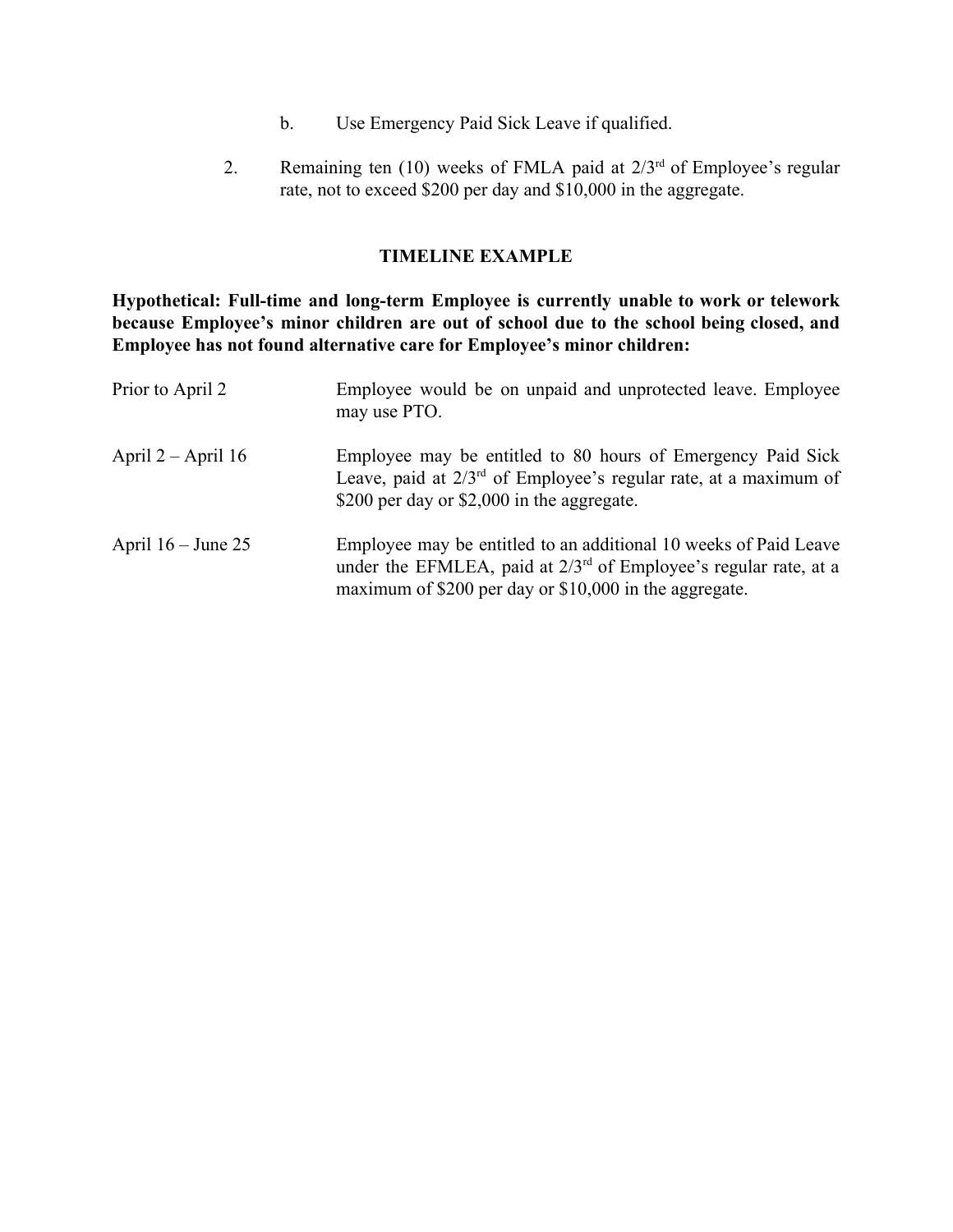b. Use Emergency Paid Sick Leave if qualified.

2. Remaining ten (10) weeks of FMLA paid at 2/3rd of Employee's regular rate, not to exceed $200 per day and $10,000 in the aggregate.

**TIMELINE EXAMPLE**

**Hypothetical: Full-time and long-term Employee is currently unable to work or telework because Employee's minor children are out of school due to the school being closed, and Employee has not found alternative care for Employee's minor children:**

| | |
|---|---|
| Prior to April 2 | Employee would be on unpaid and unprotected leave. Employee may use PTO. |
| April 2 – April 16 | Employee may be entitled to 80 hours of Emergency Paid Sick Leave, paid at 2/3rd of Employee's regular rate, at a maximum of $200 per day or $2,000 in the aggregate. |
| April 16 – June 25 | Employee may be entitled to an additional 10 weeks of Paid Leave under the EFMLEA, paid at 2/3rd of Employee's regular rate, at a maximum of $200 per day or $10,000 in the aggregate. |